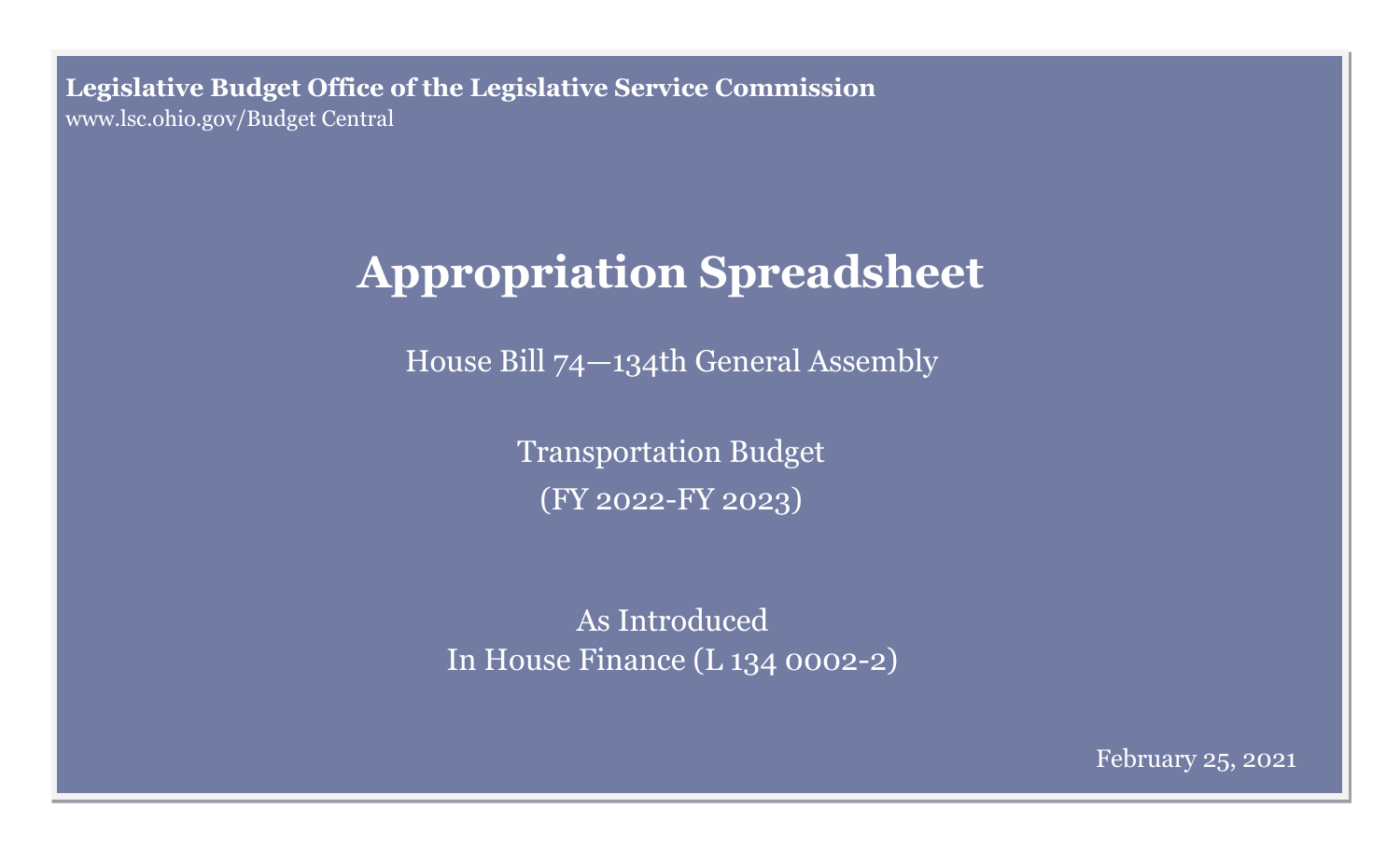**Legislative Budget Office of the Legislative Service Commission**
www.lsc.ohio.gov/Budget Central

# Appropriation Spreadsheet

House Bill 74—134th General Assembly

Transportation Budget
(FY 2022-FY 2023)

As Introduced
In House Finance (L 134 0002-2)

February 25, 2021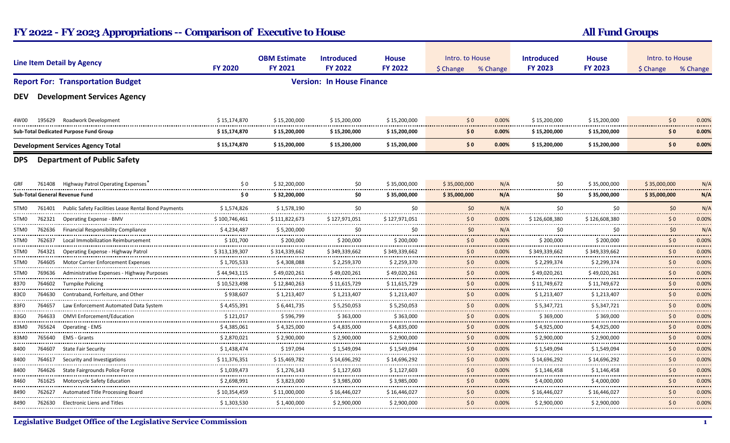# FY 2022 - FY 2023 Appropriations -- Comparison of Executive to House

**All Fund Groups**

**Report For: Transportation Budget** — **Version: In House Finance**

| Line Item Detail by Agency | | | FY 2020 | OBM Estimate FY 2021 | Introduced FY 2022 | House FY 2022 | Intro. to House $ Change | Intro. to House % Change | Introduced FY 2023 | House FY 2023 | Intro. to House $ Change | Intro. to House % Change |
|---|---|---|---|---|---|---|---|---|---|---|---|---|
| **DEV** | | **Development Services Agency** | | | | | | | | | | |
| 4W00 | 195629 | Roadwork Development | $ 15,174,870 | $ 15,200,000 | $ 15,200,000 | $ 15,200,000 | $ 0 | 0.00% | $ 15,200,000 | $ 15,200,000 | $ 0 | 0.00% |
| **Sub-Total Dedicated Purpose Fund Group** | | | **$ 15,174,870** | **$ 15,200,000** | **$ 15,200,000** | **$ 15,200,000** | **$ 0** | **0.00%** | **$ 15,200,000** | **$ 15,200,000** | **$ 0** | **0.00%** |
| **Development Services Agency Total** | | | **$ 15,174,870** | **$ 15,200,000** | **$ 15,200,000** | **$ 15,200,000** | **$ 0** | **0.00%** | **$ 15,200,000** | **$ 15,200,000** | **$ 0** | **0.00%** |
| **DPS** | | **Department of Public Safety** | | | | | | | | | | |
| GRF | 761408 | Highway Patrol Operating Expenses* | $ 0 | $ 32,200,000 | $0 | $ 35,000,000 | $ 35,000,000 | N/A | $0 | $ 35,000,000 | $ 35,000,000 | N/A |
| **Sub-Total General Revenue Fund** | | | **$ 0** | **$ 32,200,000** | **$0** | **$ 35,000,000** | **$ 35,000,000** | **N/A** | **$0** | **$ 35,000,000** | **$ 35,000,000** | **N/A** |
| 5TM0 | 761401 | Public Safety Facilities Lease Rental Bond Payments | $ 1,574,826 | $ 1,578,190 | $0 | $0 | $0 | N/A | $0 | $0 | $0 | N/A |
| 5TM0 | 762321 | Operating Expense - BMV | $ 100,746,461 | $ 111,822,673 | $ 127,971,051 | $ 127,971,051 | $ 0 | 0.00% | $ 126,608,380 | $ 126,608,380 | $ 0 | 0.00% |
| 5TM0 | 762636 | Financial Responsibility Compliance | $ 4,234,487 | $ 5,200,000 | $0 | $0 | $0 | N/A | $0 | $0 | $0 | N/A |
| 5TM0 | 762637 | Local Immobilization Reimbursement | $ 101,700 | $ 200,000 | $ 200,000 | $ 200,000 | $ 0 | 0.00% | $ 200,000 | $ 200,000 | $ 0 | 0.00% |
| 5TM0 | 764321 | Operating Expense - Highway Patrol | $ 313,139,307 | $ 314,339,662 | $ 349,339,662 | $ 349,339,662 | $ 0 | 0.00% | $ 349,339,662 | $ 349,339,662 | $ 0 | 0.00% |
| 5TM0 | 764605 | Motor Carrier Enforcement Expenses | $ 1,705,533 | $ 4,308,088 | $ 2,259,370 | $ 2,259,370 | $ 0 | 0.00% | $ 2,299,374 | $ 2,299,374 | $ 0 | 0.00% |
| 5TM0 | 769636 | Administrative Expenses - Highway Purposes | $ 44,943,115 | $ 49,020,261 | $ 49,020,261 | $ 49,020,261 | $ 0 | 0.00% | $ 49,020,261 | $ 49,020,261 | $ 0 | 0.00% |
| 8370 | 764602 | Turnpike Policing | $ 10,523,498 | $ 12,840,263 | $ 11,615,729 | $ 11,615,729 | $ 0 | 0.00% | $ 11,749,672 | $ 11,749,672 | $ 0 | 0.00% |
| 83C0 | 764630 | Contraband, Forfeiture, and Other | $ 938,607 | $ 1,213,407 | $ 1,213,407 | $ 1,213,407 | $ 0 | 0.00% | $ 1,213,407 | $ 1,213,407 | $ 0 | 0.00% |
| 83F0 | 764657 | Law Enforcement Automated Data System | $ 4,455,391 | $ 6,441,735 | $ 5,250,053 | $ 5,250,053 | $ 0 | 0.00% | $ 5,347,721 | $ 5,347,721 | $ 0 | 0.00% |
| 83G0 | 764633 | OMVI Enforcement/Education | $ 121,017 | $ 596,799 | $ 363,000 | $ 363,000 | $ 0 | 0.00% | $ 369,000 | $ 369,000 | $ 0 | 0.00% |
| 83M0 | 765624 | Operating - EMS | $ 4,385,061 | $ 4,325,000 | $ 4,835,000 | $ 4,835,000 | $ 0 | 0.00% | $ 4,925,000 | $ 4,925,000 | $ 0 | 0.00% |
| 83M0 | 765640 | EMS - Grants | $ 2,870,021 | $ 2,900,000 | $ 2,900,000 | $ 2,900,000 | $ 0 | 0.00% | $ 2,900,000 | $ 2,900,000 | $ 0 | 0.00% |
| 8400 | 764607 | State Fair Security | $ 1,438,474 | $ 197,094 | $ 1,549,094 | $ 1,549,094 | $ 0 | 0.00% | $ 1,549,094 | $ 1,549,094 | $ 0 | 0.00% |
| 8400 | 764617 | Security and Investigations | $ 11,376,351 | $ 15,469,782 | $ 14,696,292 | $ 14,696,292 | $ 0 | 0.00% | $ 14,696,292 | $ 14,696,292 | $ 0 | 0.00% |
| 8400 | 764626 | State Fairgrounds Police Force | $ 1,039,473 | $ 1,276,143 | $ 1,127,603 | $ 1,127,603 | $ 0 | 0.00% | $ 1,146,458 | $ 1,146,458 | $ 0 | 0.00% |
| 8460 | 761625 | Motorcycle Safety Education | $ 2,698,991 | $ 3,823,000 | $ 3,985,000 | $ 3,985,000 | $ 0 | 0.00% | $ 4,000,000 | $ 4,000,000 | $ 0 | 0.00% |
| 8490 | 762627 | Automated Title Processing Board | $ 10,354,459 | $ 11,000,000 | $ 16,446,027 | $ 16,446,027 | $ 0 | 0.00% | $ 16,446,027 | $ 16,446,027 | $ 0 | 0.00% |
| 8490 | 762630 | Electronic Liens and Titles | $ 1,303,530 | $ 1,400,000 | $ 2,900,000 | $ 2,900,000 | $ 0 | 0.00% | $ 2,900,000 | $ 2,900,000 | $ 0 | 0.00% |

Legislative Budget Office of the Legislative Service Commission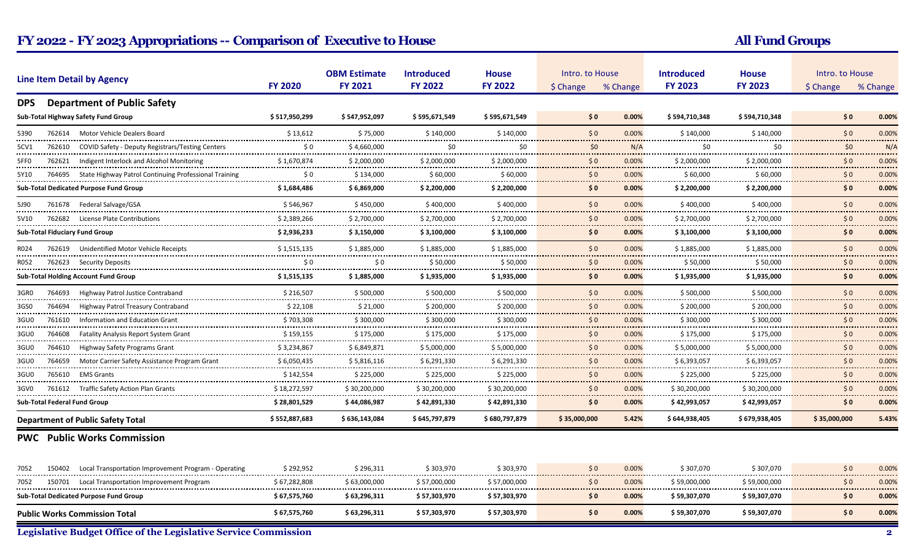# FY 2022 - FY 2023 Appropriations -- Comparison of Executive to House

## All Fund Groups

| Line Item Detail by Agency | | | FY 2020 | OBM Estimate FY 2021 | Introduced FY 2022 | House FY 2022 | Intro. to House $ Change | Intro. to House % Change | Introduced FY 2023 | House FY 2023 | Intro. to House $ Change | Intro. to House % Change |
|---|---|---|---|---|---|---|---|---|---|---|---|---|
| **DPS** | **Department of Public Safety** | | | | | | | | | | | |
| **Sub-Total Highway Safety Fund Group** | | | **$ 517,950,299** | **$ 547,952,097** | **$ 595,671,549** | **$ 595,671,549** | **$ 0** | **0.00%** | **$ 594,710,348** | **$ 594,710,348** | **$ 0** | **0.00%** |
| 5390 | 762614 | Motor Vehicle Dealers Board | $ 13,612 | $ 75,000 | $ 140,000 | $ 140,000 | $ 0 | 0.00% | $ 140,000 | $ 140,000 | $ 0 | 0.00% |
| 5CV1 | 762610 | COVID Safety - Deputy Registrars/Testing Centers | $ 0 | $ 4,660,000 | $0 | $0 | $0 | N/A | $0 | $0 | $0 | N/A |
| 5FF0 | 762621 | Indigent Interlock and Alcohol Monitoring | $ 1,670,874 | $ 2,000,000 | $ 2,000,000 | $ 2,000,000 | $ 0 | 0.00% | $ 2,000,000 | $ 2,000,000 | $ 0 | 0.00% |
| 5Y10 | 764695 | State Highway Patrol Continuing Professional Training | $ 0 | $ 134,000 | $ 60,000 | $ 60,000 | $ 0 | 0.00% | $ 60,000 | $ 60,000 | $ 0 | 0.00% |
| **Sub-Total Dedicated Purpose Fund Group** | | | **$ 1,684,486** | **$ 6,869,000** | **$ 2,200,000** | **$ 2,200,000** | **$ 0** | **0.00%** | **$ 2,200,000** | **$ 2,200,000** | **$ 0** | **0.00%** |
| 5J90 | 761678 | Federal Salvage/GSA | $ 546,967 | $ 450,000 | $ 400,000 | $ 400,000 | $ 0 | 0.00% | $ 400,000 | $ 400,000 | $ 0 | 0.00% |
| 5V10 | 762682 | License Plate Contributions | $ 2,389,266 | $ 2,700,000 | $ 2,700,000 | $ 2,700,000 | $ 0 | 0.00% | $ 2,700,000 | $ 2,700,000 | $ 0 | 0.00% |
| **Sub-Total Fiduciary Fund Group** | | | **$ 2,936,233** | **$ 3,150,000** | **$ 3,100,000** | **$ 3,100,000** | **$ 0** | **0.00%** | **$ 3,100,000** | **$ 3,100,000** | **$ 0** | **0.00%** |
| R024 | 762619 | Unidentified Motor Vehicle Receipts | $ 1,515,135 | $ 1,885,000 | $ 1,885,000 | $ 1,885,000 | $ 0 | 0.00% | $ 1,885,000 | $ 1,885,000 | $ 0 | 0.00% |
| R052 | 762623 | Security Deposits | $ 0 | $ 0 | $ 50,000 | $ 50,000 | $ 0 | 0.00% | $ 50,000 | $ 50,000 | $ 0 | 0.00% |
| **Sub-Total Holding Account Fund Group** | | | **$ 1,515,135** | **$ 1,885,000** | **$ 1,935,000** | **$ 1,935,000** | **$ 0** | **0.00%** | **$ 1,935,000** | **$ 1,935,000** | **$ 0** | **0.00%** |
| 3GR0 | 764693 | Highway Patrol Justice Contraband | $ 216,507 | $ 500,000 | $ 500,000 | $ 500,000 | $ 0 | 0.00% | $ 500,000 | $ 500,000 | $ 0 | 0.00% |
| 3GS0 | 764694 | Highway Patrol Treasury Contraband | $ 22,108 | $ 21,000 | $ 200,000 | $ 200,000 | $ 0 | 0.00% | $ 200,000 | $ 200,000 | $ 0 | 0.00% |
| 3GU0 | 761610 | Information and Education Grant | $ 703,308 | $ 300,000 | $ 300,000 | $ 300,000 | $ 0 | 0.00% | $ 300,000 | $ 300,000 | $ 0 | 0.00% |
| 3GU0 | 764608 | Fatality Analysis Report System Grant | $ 159,155 | $ 175,000 | $ 175,000 | $ 175,000 | $ 0 | 0.00% | $ 175,000 | $ 175,000 | $ 0 | 0.00% |
| 3GU0 | 764610 | Highway Safety Programs Grant | $ 3,234,867 | $ 6,849,871 | $ 5,000,000 | $ 5,000,000 | $ 0 | 0.00% | $ 5,000,000 | $ 5,000,000 | $ 0 | 0.00% |
| 3GU0 | 764659 | Motor Carrier Safety Assistance Program Grant | $ 6,050,435 | $ 5,816,116 | $ 6,291,330 | $ 6,291,330 | $ 0 | 0.00% | $ 6,393,057 | $ 6,393,057 | $ 0 | 0.00% |
| 3GU0 | 765610 | EMS Grants | $ 142,554 | $ 225,000 | $ 225,000 | $ 225,000 | $ 0 | 0.00% | $ 225,000 | $ 225,000 | $ 0 | 0.00% |
| 3GV0 | 761612 | Traffic Safety Action Plan Grants | $ 18,272,597 | $ 30,200,000 | $ 30,200,000 | $ 30,200,000 | $ 0 | 0.00% | $ 30,200,000 | $ 30,200,000 | $ 0 | 0.00% |
| **Sub-Total Federal Fund Group** | | | **$ 28,801,529** | **$ 44,086,987** | **$ 42,891,330** | **$ 42,891,330** | **$ 0** | **0.00%** | **$ 42,993,057** | **$ 42,993,057** | **$ 0** | **0.00%** |
| **Department of Public Safety Total** | | | **$ 552,887,683** | **$ 636,143,084** | **$ 645,797,879** | **$ 680,797,879** | **$ 35,000,000** | **5.42%** | **$ 644,938,405** | **$ 679,938,405** | **$ 35,000,000** | **5.43%** |
| **PWC** | **Public Works Commission** | | | | | | | | | | | |
| 7052 | 150402 | Local Transportation Improvement Program - Operating | $ 292,952 | $ 296,311 | $ 303,970 | $ 303,970 | $ 0 | 0.00% | $ 307,070 | $ 307,070 | $ 0 | 0.00% |
| 7052 | 150701 | Local Transportation Improvement Program | $ 67,282,808 | $ 63,000,000 | $ 57,000,000 | $ 57,000,000 | $ 0 | 0.00% | $ 59,000,000 | $ 59,000,000 | $ 0 | 0.00% |
| **Sub-Total Dedicated Purpose Fund Group** | | | **$ 67,575,760** | **$ 63,296,311** | **$ 57,303,970** | **$ 57,303,970** | **$ 0** | **0.00%** | **$ 59,307,070** | **$ 59,307,070** | **$ 0** | **0.00%** |
| **Public Works Commission Total** | | | **$ 67,575,760** | **$ 63,296,311** | **$ 57,303,970** | **$ 57,303,970** | **$ 0** | **0.00%** | **$ 59,307,070** | **$ 59,307,070** | **$ 0** | **0.00%** |

**Legislative Budget Office of the Legislative Service Commission**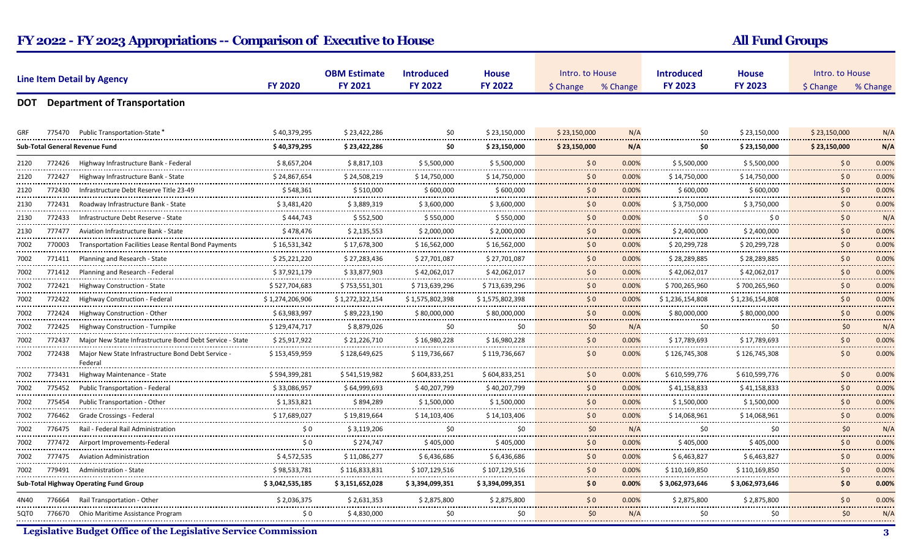# FY 2022 - FY 2023 Appropriations -- Comparison of Executive to House

**All Fund Groups**

| Line Item Detail by Agency | | | FY 2020 | OBM Estimate FY 2021 | Introduced FY 2022 | House FY 2022 | Intro. to House $ Change | Intro. to House % Change | Introduced FY 2023 | House FY 2023 | Intro. to House $ Change | Intro. to House % Change |
|---|---|---|---|---|---|---|---|---|---|---|---|---|
| **DOT** | | **Department of Transportation** | | | | | | | | | | |
| GRF | 775470 | Public Transportation-State * | $ 40,379,295 | $ 23,422,286 | $0 | $ 23,150,000 | $ 23,150,000 | N/A | $0 | $ 23,150,000 | $ 23,150,000 | N/A |
| **Sub-Total General Revenue Fund** | | | **$ 40,379,295** | **$ 23,422,286** | **$0** | **$ 23,150,000** | **$ 23,150,000** | **N/A** | **$0** | **$ 23,150,000** | **$ 23,150,000** | **N/A** |
| 2120 | 772426 | Highway Infrastructure Bank - Federal | $ 8,657,204 | $ 8,817,103 | $ 5,500,000 | $ 5,500,000 | $ 0 | 0.00% | $ 5,500,000 | $ 5,500,000 | $ 0 | 0.00% |
| 2120 | 772427 | Highway Infrastructure Bank - State | $ 24,867,654 | $ 24,508,219 | $ 14,750,000 | $ 14,750,000 | $ 0 | 0.00% | $ 14,750,000 | $ 14,750,000 | $ 0 | 0.00% |
| 2120 | 772430 | Infrastructure Debt Reserve Title 23-49 | $ 548,361 | $ 510,000 | $ 600,000 | $ 600,000 | $ 0 | 0.00% | $ 600,000 | $ 600,000 | $ 0 | 0.00% |
| 2130 | 772431 | Roadway Infrastructure Bank - State | $ 3,481,420 | $ 3,889,319 | $ 3,600,000 | $ 3,600,000 | $ 0 | 0.00% | $ 3,750,000 | $ 3,750,000 | $ 0 | 0.00% |
| 2130 | 772433 | Infrastructure Debt Reserve - State | $ 444,743 | $ 552,500 | $ 550,000 | $ 550,000 | $ 0 | 0.00% | $ 0 | $ 0 | $ 0 | N/A |
| 2130 | 777477 | Aviation Infrastructure Bank - State | $ 478,476 | $ 2,135,553 | $ 2,000,000 | $ 2,000,000 | $ 0 | 0.00% | $ 2,400,000 | $ 2,400,000 | $ 0 | 0.00% |
| 7002 | 770003 | Transportation Facilities Lease Rental Bond Payments | $ 16,531,342 | $ 17,678,300 | $ 16,562,000 | $ 16,562,000 | $ 0 | 0.00% | $ 20,299,728 | $ 20,299,728 | $ 0 | 0.00% |
| 7002 | 771411 | Planning and Research - State | $ 25,221,220 | $ 27,283,436 | $ 27,701,087 | $ 27,701,087 | $ 0 | 0.00% | $ 28,289,885 | $ 28,289,885 | $ 0 | 0.00% |
| 7002 | 771412 | Planning and Research - Federal | $ 37,921,179 | $ 33,877,903 | $ 42,062,017 | $ 42,062,017 | $ 0 | 0.00% | $ 42,062,017 | $ 42,062,017 | $ 0 | 0.00% |
| 7002 | 772421 | Highway Construction - State | $ 527,704,683 | $ 753,551,301 | $ 713,639,296 | $ 713,639,296 | $ 0 | 0.00% | $ 700,265,960 | $ 700,265,960 | $ 0 | 0.00% |
| 7002 | 772422 | Highway Construction - Federal | $ 1,274,206,906 | $ 1,272,322,154 | $ 1,575,802,398 | $ 1,575,802,398 | $ 0 | 0.00% | $ 1,236,154,808 | $ 1,236,154,808 | $ 0 | 0.00% |
| 7002 | 772424 | Highway Construction - Other | $ 63,983,997 | $ 89,223,190 | $ 80,000,000 | $ 80,000,000 | $ 0 | 0.00% | $ 80,000,000 | $ 80,000,000 | $ 0 | 0.00% |
| 7002 | 772425 | Highway Construction - Turnpike | $ 129,474,717 | $ 8,879,026 | $0 | $0 | $0 | N/A | $0 | $0 | $0 | N/A |
| 7002 | 772437 | Major New State Infrastructure Bond Debt Service - State | $ 25,917,922 | $ 21,226,710 | $ 16,980,228 | $ 16,980,228 | $ 0 | 0.00% | $ 17,789,693 | $ 17,789,693 | $ 0 | 0.00% |
| 7002 | 772438 | Major New State Infrastructure Bond Debt Service - Federal | $ 153,459,959 | $ 128,649,625 | $ 119,736,667 | $ 119,736,667 | $ 0 | 0.00% | $ 126,745,308 | $ 126,745,308 | $ 0 | 0.00% |
| 7002 | 773431 | Highway Maintenance - State | $ 594,399,281 | $ 541,519,982 | $ 604,833,251 | $ 604,833,251 | $ 0 | 0.00% | $ 610,599,776 | $ 610,599,776 | $ 0 | 0.00% |
| 7002 | 775452 | Public Transportation - Federal | $ 33,086,957 | $ 64,999,693 | $ 40,207,799 | $ 40,207,799 | $ 0 | 0.00% | $ 41,158,833 | $ 41,158,833 | $ 0 | 0.00% |
| 7002 | 775454 | Public Transportation - Other | $ 1,353,821 | $ 894,289 | $ 1,500,000 | $ 1,500,000 | $ 0 | 0.00% | $ 1,500,000 | $ 1,500,000 | $ 0 | 0.00% |
| 7002 | 776462 | Grade Crossings - Federal | $ 17,689,027 | $ 19,819,664 | $ 14,103,406 | $ 14,103,406 | $ 0 | 0.00% | $ 14,068,961 | $ 14,068,961 | $ 0 | 0.00% |
| 7002 | 776475 | Rail - Federal Rail Administration | $ 0 | $ 3,119,206 | $0 | $0 | $0 | N/A | $0 | $0 | $0 | N/A |
| 7002 | 777472 | Airport Improvements-Federal | $ 0 | $ 274,747 | $ 405,000 | $ 405,000 | $ 0 | 0.00% | $ 405,000 | $ 405,000 | $ 0 | 0.00% |
| 7002 | 777475 | Aviation Administration | $ 4,572,535 | $ 11,086,277 | $ 6,436,686 | $ 6,436,686 | $ 0 | 0.00% | $ 6,463,827 | $ 6,463,827 | $ 0 | 0.00% |
| 7002 | 779491 | Administration - State | $ 98,533,781 | $ 116,833,831 | $ 107,129,516 | $ 107,129,516 | $ 0 | 0.00% | $ 110,169,850 | $ 110,169,850 | $ 0 | 0.00% |
| **Sub-Total Highway Operating Fund Group** | | | **$ 3,042,535,185** | **$ 3,151,652,028** | **$ 3,394,099,351** | **$ 3,394,099,351** | **$ 0** | **0.00%** | **$ 3,062,973,646** | **$ 3,062,973,646** | **$ 0** | **0.00%** |
| 4N40 | 776664 | Rail Transportation - Other | $ 2,036,375 | $ 2,631,353 | $ 2,875,800 | $ 2,875,800 | $ 0 | 0.00% | $ 2,875,800 | $ 2,875,800 | $ 0 | 0.00% |
| 5QT0 | 776670 | Ohio Maritime Assistance Program | $ 0 | $ 4,830,000 | $0 | $0 | $0 | N/A | $0 | $0 | $0 | N/A |

Legislative Budget Office of the Legislative Service Commission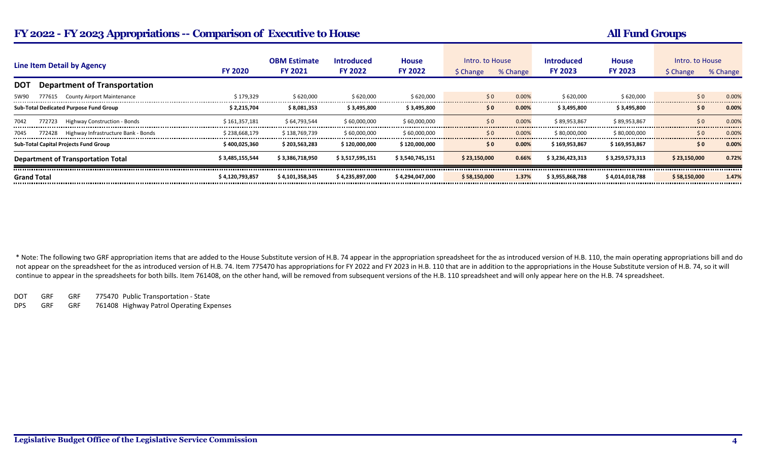# FY 2022 - FY 2023 Appropriations -- Comparison of Executive to House

**All Fund Groups**

| Line Item Detail by Agency | | | FY 2020 | OBM Estimate FY 2021 | Introduced FY 2022 | House FY 2022 | Intro. to House | | Introduced FY 2023 | House FY 2023 | Intro. to House | |
|---|---|---|---|---|---|---|---|---|---|---|---|---|
| | | | | | | | $ Change | % Change | | | $ Change | % Change |
| **DOT** | **Department of Transportation** | | | | | | | | | | | |
| 5W90 | 777615 | County Airport Maintenance | $ 179,329 | $ 620,000 | $ 620,000 | $ 620,000 | $ 0 | 0.00% | $ 620,000 | $ 620,000 | $ 0 | 0.00% |
| **Sub-Total Dedicated Purpose Fund Group** | | | **$ 2,215,704** | **$ 8,081,353** | **$ 3,495,800** | **$ 3,495,800** | **$ 0** | **0.00%** | **$ 3,495,800** | **$ 3,495,800** | **$ 0** | **0.00%** |
| 7042 | 772723 | Highway Construction - Bonds | $ 161,357,181 | $ 64,793,544 | $ 60,000,000 | $ 60,000,000 | $ 0 | 0.00% | $ 89,953,867 | $ 89,953,867 | $ 0 | 0.00% |
| 7045 | 772428 | Highway Infrastructure Bank - Bonds | $ 238,668,179 | $ 138,769,739 | $ 60,000,000 | $ 60,000,000 | $ 0 | 0.00% | $ 80,000,000 | $ 80,000,000 | $ 0 | 0.00% |
| **Sub-Total Capital Projects Fund Group** | | | **$ 400,025,360** | **$ 203,563,283** | **$ 120,000,000** | **$ 120,000,000** | **$ 0** | **0.00%** | **$ 169,953,867** | **$ 169,953,867** | **$ 0** | **0.00%** |
| **Department of Transportation Total** | | | **$ 3,485,155,544** | **$ 3,386,718,950** | **$ 3,517,595,151** | **$ 3,540,745,151** | **$ 23,150,000** | **0.66%** | **$ 3,236,423,313** | **$ 3,259,573,313** | **$ 23,150,000** | **0.72%** |
| **Grand Total** | | | **$ 4,120,793,857** | **$ 4,101,358,345** | **$ 4,235,897,000** | **$ 4,294,047,000** | **$ 58,150,000** | **1.37%** | **$ 3,955,868,788** | **$ 4,014,018,788** | **$ 58,150,000** | **1.47%** |

* Note: The following two GRF appropriation items that are added to the House Substitute version of H.B. 74 appear in the appropriation spreadsheet for the as introduced version of H.B. 110, the main operating appropriations bill and do not appear on the spreadsheet for the as introduced version of H.B. 74. Item 775470 has appropriations for FY 2022 and FY 2023 in H.B. 110 that are in addition to the appropriations in the House Substitute version of H.B. 74, so it will continue to appear in the spreadsheets for both bills. Item 761408, on the other hand, will be removed from subsequent versions of the H.B. 110 spreadsheet and will only appear here on the H.B. 74 spreadsheet.

| | | | |
|---|---|---|---|
| DOT | GRF | GRF | 775470 Public Transportation - State |
| DPS | GRF | GRF | 761408 Highway Patrol Operating Expenses |